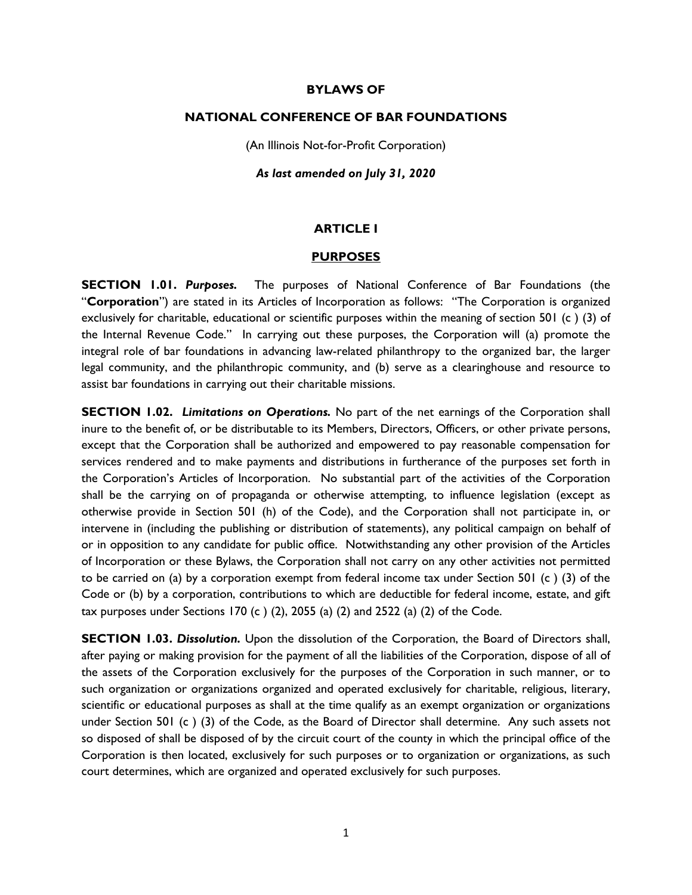**BYLAWS OF**

**NATIONAL CONFERENCE OF BAR FOUNDATIONS**

(An Illinois Not-for-Profit Corporation)

***As last amended on July 31, 2020***

## ARTICLE I

## PURPOSES

**SECTION 1.01.** ***Purposes.*** The purposes of National Conference of Bar Foundations (the "**Corporation**") are stated in its Articles of Incorporation as follows: "The Corporation is organized exclusively for charitable, educational or scientific purposes within the meaning of section 501 (c ) (3) of the Internal Revenue Code." In carrying out these purposes, the Corporation will (a) promote the integral role of bar foundations in advancing law-related philanthropy to the organized bar, the larger legal community, and the philanthropic community, and (b) serve as a clearinghouse and resource to assist bar foundations in carrying out their charitable missions.

**SECTION 1.02.** ***Limitations on Operations.*** No part of the net earnings of the Corporation shall inure to the benefit of, or be distributable to its Members, Directors, Officers, or other private persons, except that the Corporation shall be authorized and empowered to pay reasonable compensation for services rendered and to make payments and distributions in furtherance of the purposes set forth in the Corporation's Articles of Incorporation. No substantial part of the activities of the Corporation shall be the carrying on of propaganda or otherwise attempting, to influence legislation (except as otherwise provide in Section 501 (h) of the Code), and the Corporation shall not participate in, or intervene in (including the publishing or distribution of statements), any political campaign on behalf of or in opposition to any candidate for public office. Notwithstanding any other provision of the Articles of Incorporation or these Bylaws, the Corporation shall not carry on any other activities not permitted to be carried on (a) by a corporation exempt from federal income tax under Section 501 (c ) (3) of the Code or (b) by a corporation, contributions to which are deductible for federal income, estate, and gift tax purposes under Sections 170 (c ) (2), 2055 (a) (2) and 2522 (a) (2) of the Code.

**SECTION 1.03.** ***Dissolution.*** Upon the dissolution of the Corporation, the Board of Directors shall, after paying or making provision for the payment of all the liabilities of the Corporation, dispose of all of the assets of the Corporation exclusively for the purposes of the Corporation in such manner, or to such organization or organizations organized and operated exclusively for charitable, religious, literary, scientific or educational purposes as shall at the time qualify as an exempt organization or organizations under Section 501 (c ) (3) of the Code, as the Board of Director shall determine. Any such assets not so disposed of shall be disposed of by the circuit court of the county in which the principal office of the Corporation is then located, exclusively for such purposes or to organization or organizations, as such court determines, which are organized and operated exclusively for such purposes.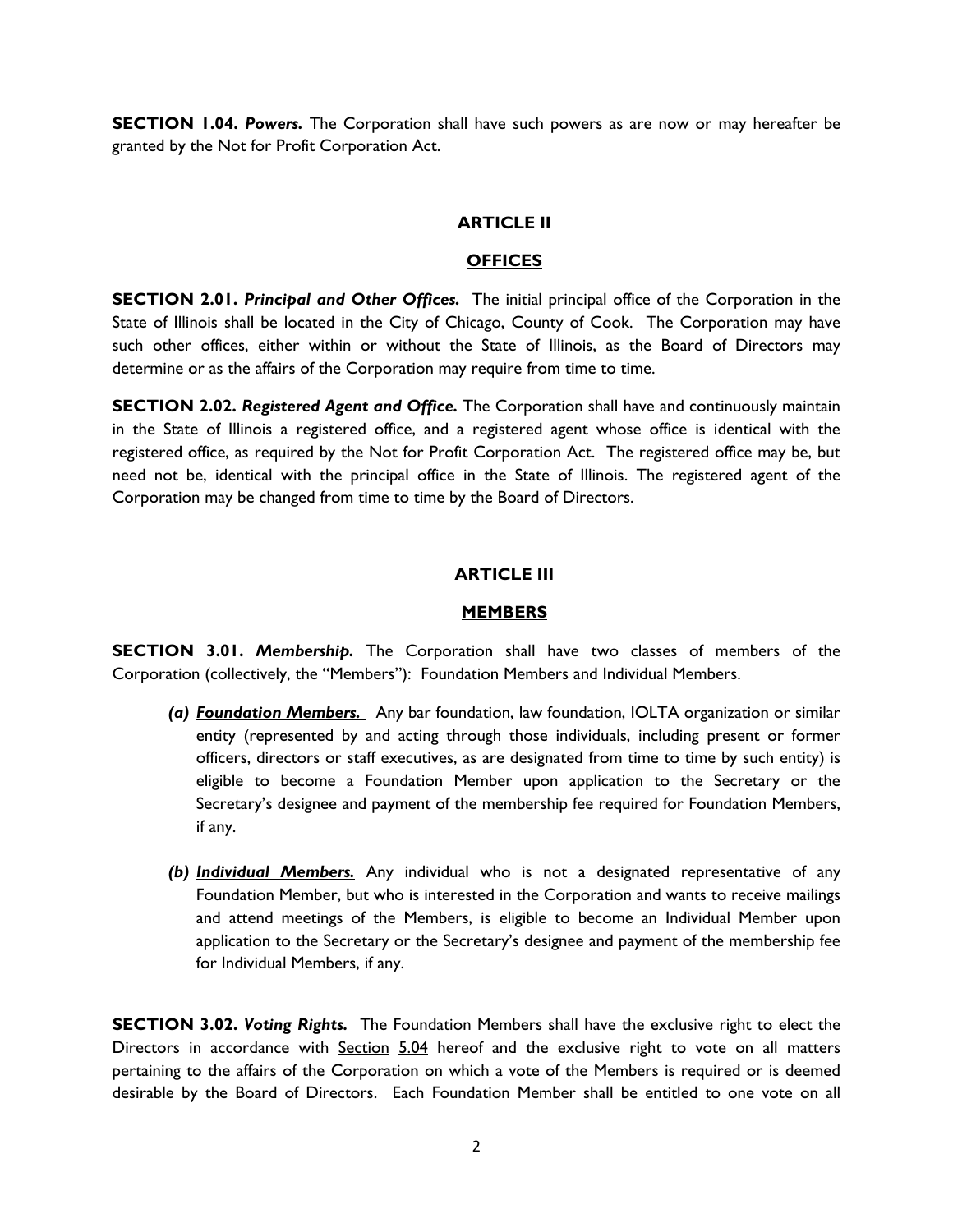**SECTION 1.04.** ***Powers.*** The Corporation shall have such powers as are now or may hereafter be granted by the Not for Profit Corporation Act.

## ARTICLE II

## OFFICES

**SECTION 2.01.** ***Principal and Other Offices.*** The initial principal office of the Corporation in the State of Illinois shall be located in the City of Chicago, County of Cook. The Corporation may have such other offices, either within or without the State of Illinois, as the Board of Directors may determine or as the affairs of the Corporation may require from time to time.

**SECTION 2.02.** ***Registered Agent and Office.*** The Corporation shall have and continuously maintain in the State of Illinois a registered office, and a registered agent whose office is identical with the registered office, as required by the Not for Profit Corporation Act. The registered office may be, but need not be, identical with the principal office in the State of Illinois. The registered agent of the Corporation may be changed from time to time by the Board of Directors.

## ARTICLE III

## MEMBERS

**SECTION 3.01.** ***Membership.*** The Corporation shall have two classes of members of the Corporation (collectively, the "Members"): Foundation Members and Individual Members.

*(a)* ***Foundation Members.*** Any bar foundation, law foundation, IOLTA organization or similar entity (represented by and acting through those individuals, including present or former officers, directors or staff executives, as are designated from time to time by such entity) is eligible to become a Foundation Member upon application to the Secretary or the Secretary's designee and payment of the membership fee required for Foundation Members, if any.

*(b)* ***Individual Members.*** Any individual who is not a designated representative of any Foundation Member, but who is interested in the Corporation and wants to receive mailings and attend meetings of the Members, is eligible to become an Individual Member upon application to the Secretary or the Secretary's designee and payment of the membership fee for Individual Members, if any.

**SECTION 3.02.** ***Voting Rights.*** The Foundation Members shall have the exclusive right to elect the Directors in accordance with Section 5.04 hereof and the exclusive right to vote on all matters pertaining to the affairs of the Corporation on which a vote of the Members is required or is deemed desirable by the Board of Directors. Each Foundation Member shall be entitled to one vote on all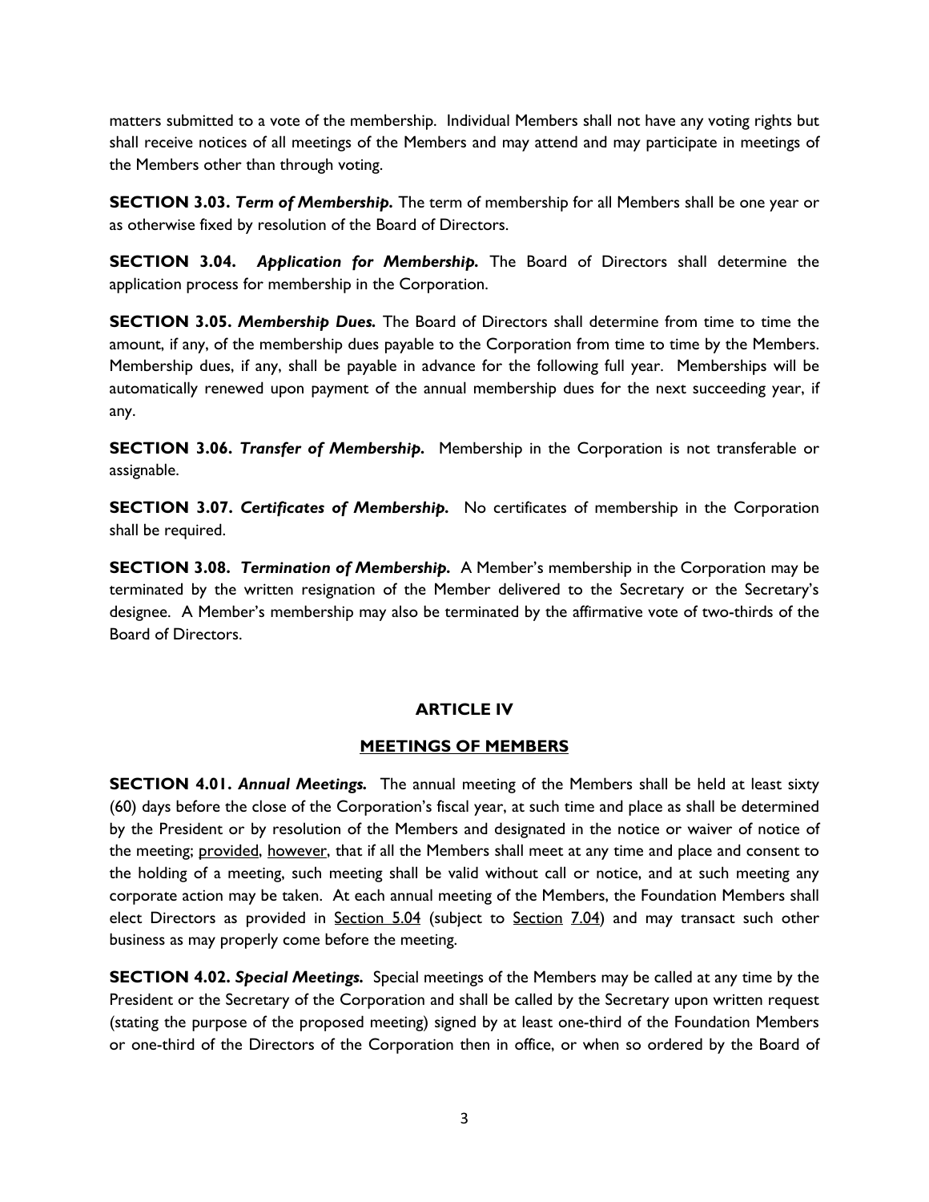matters submitted to a vote of the membership. Individual Members shall not have any voting rights but shall receive notices of all meetings of the Members and may attend and may participate in meetings of the Members other than through voting.

**SECTION 3.03.** ***Term of Membership.*** The term of membership for all Members shall be one year or as otherwise fixed by resolution of the Board of Directors.

**SECTION 3.04.** ***Application for Membership.*** The Board of Directors shall determine the application process for membership in the Corporation.

**SECTION 3.05.** ***Membership Dues.*** The Board of Directors shall determine from time to time the amount, if any, of the membership dues payable to the Corporation from time to time by the Members. Membership dues, if any, shall be payable in advance for the following full year. Memberships will be automatically renewed upon payment of the annual membership dues for the next succeeding year, if any.

**SECTION 3.06.** ***Transfer of Membership.*** Membership in the Corporation is not transferable or assignable.

**SECTION 3.07.** ***Certificates of Membership.*** No certificates of membership in the Corporation shall be required.

**SECTION 3.08.** ***Termination of Membership.*** A Member's membership in the Corporation may be terminated by the written resignation of the Member delivered to the Secretary or the Secretary's designee. A Member's membership may also be terminated by the affirmative vote of two-thirds of the Board of Directors.

## ARTICLE IV

## MEETINGS OF MEMBERS

**SECTION 4.01.** ***Annual Meetings.*** The annual meeting of the Members shall be held at least sixty (60) days before the close of the Corporation's fiscal year, at such time and place as shall be determined by the President or by resolution of the Members and designated in the notice or waiver of notice of the meeting; provided, however, that if all the Members shall meet at any time and place and consent to the holding of a meeting, such meeting shall be valid without call or notice, and at such meeting any corporate action may be taken. At each annual meeting of the Members, the Foundation Members shall elect Directors as provided in Section 5.04 (subject to Section 7.04) and may transact such other business as may properly come before the meeting.

**SECTION 4.02.** ***Special Meetings.*** Special meetings of the Members may be called at any time by the President or the Secretary of the Corporation and shall be called by the Secretary upon written request (stating the purpose of the proposed meeting) signed by at least one-third of the Foundation Members or one-third of the Directors of the Corporation then in office, or when so ordered by the Board of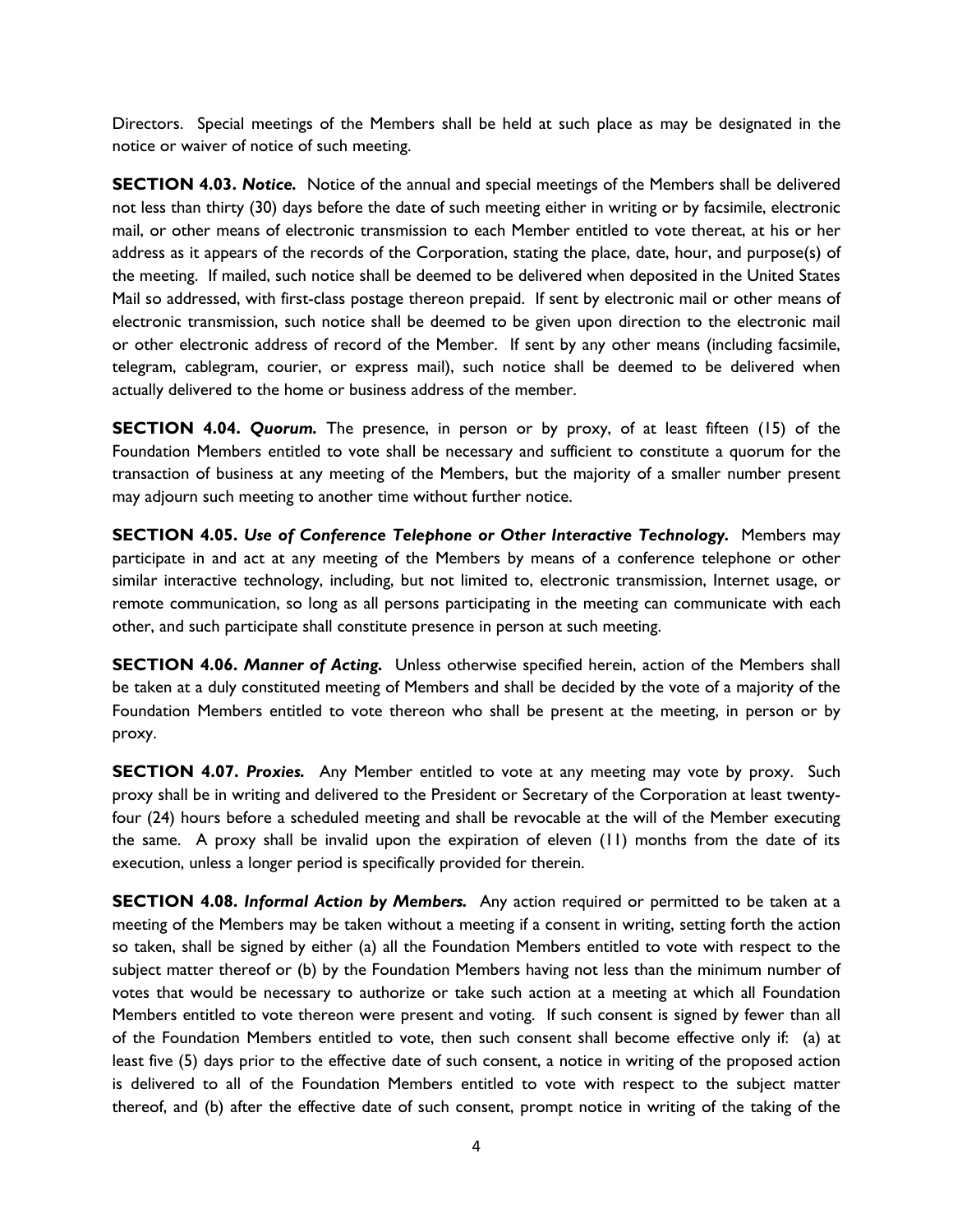Directors. Special meetings of the Members shall be held at such place as may be designated in the notice or waiver of notice of such meeting.

**SECTION 4.03. *Notice.*** Notice of the annual and special meetings of the Members shall be delivered not less than thirty (30) days before the date of such meeting either in writing or by facsimile, electronic mail, or other means of electronic transmission to each Member entitled to vote thereat, at his or her address as it appears of the records of the Corporation, stating the place, date, hour, and purpose(s) of the meeting. If mailed, such notice shall be deemed to be delivered when deposited in the United States Mail so addressed, with first-class postage thereon prepaid. If sent by electronic mail or other means of electronic transmission, such notice shall be deemed to be given upon direction to the electronic mail or other electronic address of record of the Member. If sent by any other means (including facsimile, telegram, cablegram, courier, or express mail), such notice shall be deemed to be delivered when actually delivered to the home or business address of the member.

**SECTION 4.04. *Quorum.*** The presence, in person or by proxy, of at least fifteen (15) of the Foundation Members entitled to vote shall be necessary and sufficient to constitute a quorum for the transaction of business at any meeting of the Members, but the majority of a smaller number present may adjourn such meeting to another time without further notice.

**SECTION 4.05. *Use of Conference Telephone or Other Interactive Technology.*** Members may participate in and act at any meeting of the Members by means of a conference telephone or other similar interactive technology, including, but not limited to, electronic transmission, Internet usage, or remote communication, so long as all persons participating in the meeting can communicate with each other, and such participate shall constitute presence in person at such meeting.

**SECTION 4.06. *Manner of Acting.*** Unless otherwise specified herein, action of the Members shall be taken at a duly constituted meeting of Members and shall be decided by the vote of a majority of the Foundation Members entitled to vote thereon who shall be present at the meeting, in person or by proxy.

**SECTION 4.07. *Proxies.*** Any Member entitled to vote at any meeting may vote by proxy. Such proxy shall be in writing and delivered to the President or Secretary of the Corporation at least twenty-four (24) hours before a scheduled meeting and shall be revocable at the will of the Member executing the same. A proxy shall be invalid upon the expiration of eleven (11) months from the date of its execution, unless a longer period is specifically provided for therein.

**SECTION 4.08. *Informal Action by Members.*** Any action required or permitted to be taken at a meeting of the Members may be taken without a meeting if a consent in writing, setting forth the action so taken, shall be signed by either (a) all the Foundation Members entitled to vote with respect to the subject matter thereof or (b) by the Foundation Members having not less than the minimum number of votes that would be necessary to authorize or take such action at a meeting at which all Foundation Members entitled to vote thereon were present and voting. If such consent is signed by fewer than all of the Foundation Members entitled to vote, then such consent shall become effective only if: (a) at least five (5) days prior to the effective date of such consent, a notice in writing of the proposed action is delivered to all of the Foundation Members entitled to vote with respect to the subject matter thereof, and (b) after the effective date of such consent, prompt notice in writing of the taking of the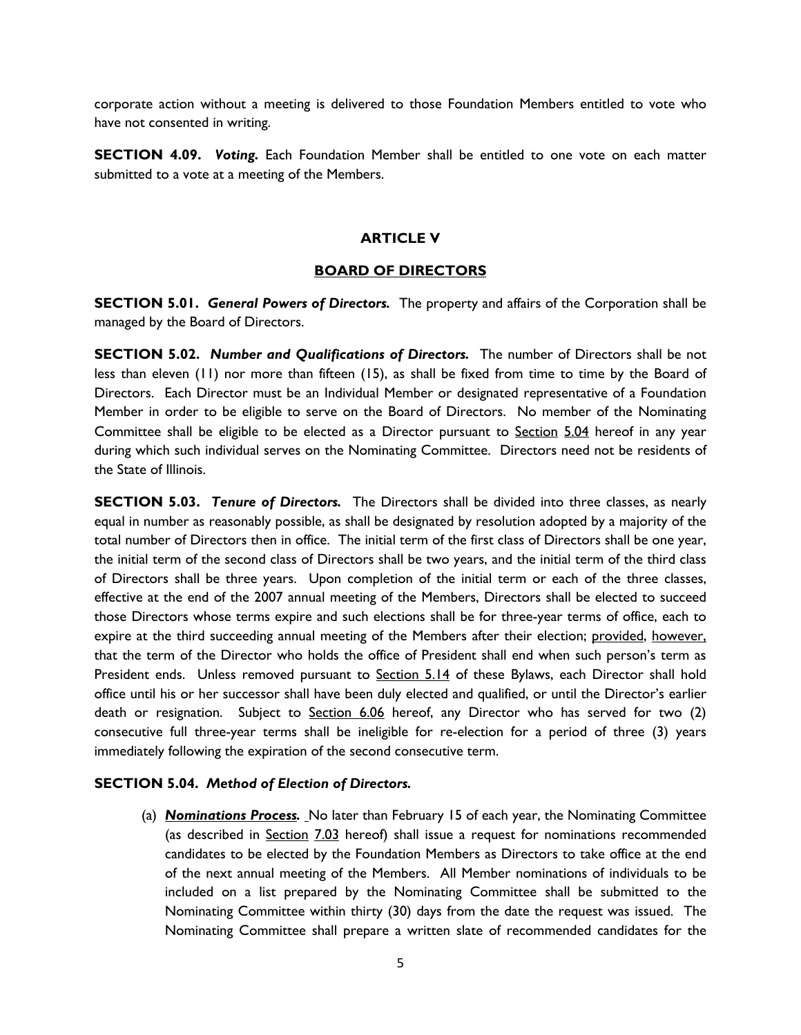corporate action without a meeting is delivered to those Foundation Members entitled to vote who have not consented in writing.

**SECTION 4.09.** ***Voting.*** Each Foundation Member shall be entitled to one vote on each matter submitted to a vote at a meeting of the Members.

## ARTICLE V

## BOARD OF DIRECTORS

**SECTION 5.01.** ***General Powers of Directors.*** The property and affairs of the Corporation shall be managed by the Board of Directors.

**SECTION 5.02.** ***Number and Qualifications of Directors.*** The number of Directors shall be not less than eleven (11) nor more than fifteen (15), as shall be fixed from time to time by the Board of Directors. Each Director must be an Individual Member or designated representative of a Foundation Member in order to be eligible to serve on the Board of Directors. No member of the Nominating Committee shall be eligible to be elected as a Director pursuant to Section 5.04 hereof in any year during which such individual serves on the Nominating Committee. Directors need not be residents of the State of Illinois.

**SECTION 5.03.** ***Tenure of Directors.*** The Directors shall be divided into three classes, as nearly equal in number as reasonably possible, as shall be designated by resolution adopted by a majority of the total number of Directors then in office. The initial term of the first class of Directors shall be one year, the initial term of the second class of Directors shall be two years, and the initial term of the third class of Directors shall be three years. Upon completion of the initial term or each of the three classes, effective at the end of the 2007 annual meeting of the Members, Directors shall be elected to succeed those Directors whose terms expire and such elections shall be for three-year terms of office, each to expire at the third succeeding annual meeting of the Members after their election; provided, however, that the term of the Director who holds the office of President shall end when such person's term as President ends. Unless removed pursuant to Section 5.14 of these Bylaws, each Director shall hold office until his or her successor shall have been duly elected and qualified, or until the Director's earlier death or resignation. Subject to Section 6.06 hereof, any Director who has served for two (2) consecutive full three-year terms shall be ineligible for re-election for a period of three (3) years immediately following the expiration of the second consecutive term.

**SECTION 5.04.** ***Method of Election of Directors.***

(a) ***Nominations Process.*** No later than February 15 of each year, the Nominating Committee (as described in Section 7.03 hereof) shall issue a request for nominations recommended candidates to be elected by the Foundation Members as Directors to take office at the end of the next annual meeting of the Members. All Member nominations of individuals to be included on a list prepared by the Nominating Committee shall be submitted to the Nominating Committee within thirty (30) days from the date the request was issued. The Nominating Committee shall prepare a written slate of recommended candidates for the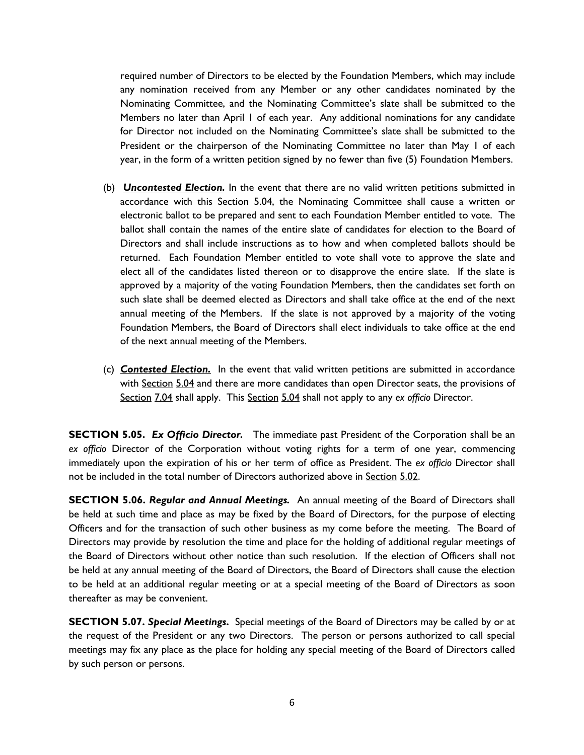required number of Directors to be elected by the Foundation Members, which may include any nomination received from any Member or any other candidates nominated by the Nominating Committee, and the Nominating Committee's slate shall be submitted to the Members no later than April 1 of each year. Any additional nominations for any candidate for Director not included on the Nominating Committee's slate shall be submitted to the President or the chairperson of the Nominating Committee no later than May 1 of each year, in the form of a written petition signed by no fewer than five (5) Foundation Members.

(b) ***Uncontested Election.*** In the event that there are no valid written petitions submitted in accordance with this Section 5.04, the Nominating Committee shall cause a written or electronic ballot to be prepared and sent to each Foundation Member entitled to vote. The ballot shall contain the names of the entire slate of candidates for election to the Board of Directors and shall include instructions as to how and when completed ballots should be returned. Each Foundation Member entitled to vote shall vote to approve the slate and elect all of the candidates listed thereon or to disapprove the entire slate. If the slate is approved by a majority of the voting Foundation Members, then the candidates set forth on such slate shall be deemed elected as Directors and shall take office at the end of the next annual meeting of the Members. If the slate is not approved by a majority of the voting Foundation Members, the Board of Directors shall elect individuals to take office at the end of the next annual meeting of the Members.

(c) ***Contested Election.*** In the event that valid written petitions are submitted in accordance with Section 5.04 and there are more candidates than open Director seats, the provisions of Section 7.04 shall apply. This Section 5.04 shall not apply to any *ex officio* Director.

**SECTION 5.05.** ***Ex Officio Director.*** The immediate past President of the Corporation shall be an *ex officio* Director of the Corporation without voting rights for a term of one year, commencing immediately upon the expiration of his or her term of office as President. The *ex officio* Director shall not be included in the total number of Directors authorized above in Section 5.02.

**SECTION 5.06.** ***Regular and Annual Meetings.*** An annual meeting of the Board of Directors shall be held at such time and place as may be fixed by the Board of Directors, for the purpose of electing Officers and for the transaction of such other business as my come before the meeting. The Board of Directors may provide by resolution the time and place for the holding of additional regular meetings of the Board of Directors without other notice than such resolution. If the election of Officers shall not be held at any annual meeting of the Board of Directors, the Board of Directors shall cause the election to be held at an additional regular meeting or at a special meeting of the Board of Directors as soon thereafter as may be convenient.

**SECTION 5.07.** ***Special Meetings.*** Special meetings of the Board of Directors may be called by or at the request of the President or any two Directors. The person or persons authorized to call special meetings may fix any place as the place for holding any special meeting of the Board of Directors called by such person or persons.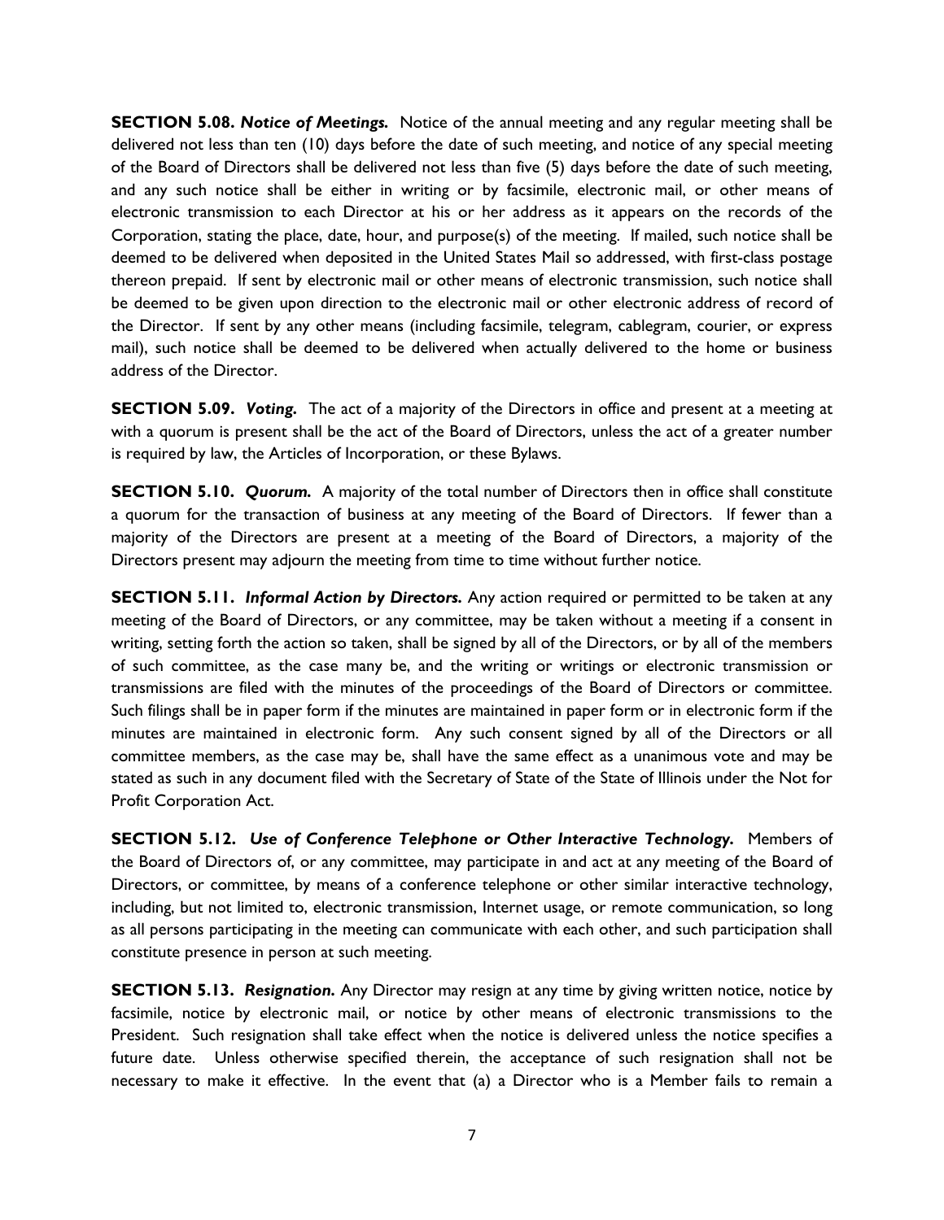**SECTION 5.08.** ***Notice of Meetings.*** Notice of the annual meeting and any regular meeting shall be delivered not less than ten (10) days before the date of such meeting, and notice of any special meeting of the Board of Directors shall be delivered not less than five (5) days before the date of such meeting, and any such notice shall be either in writing or by facsimile, electronic mail, or other means of electronic transmission to each Director at his or her address as it appears on the records of the Corporation, stating the place, date, hour, and purpose(s) of the meeting. If mailed, such notice shall be deemed to be delivered when deposited in the United States Mail so addressed, with first-class postage thereon prepaid. If sent by electronic mail or other means of electronic transmission, such notice shall be deemed to be given upon direction to the electronic mail or other electronic address of record of the Director. If sent by any other means (including facsimile, telegram, cablegram, courier, or express mail), such notice shall be deemed to be delivered when actually delivered to the home or business address of the Director.

**SECTION 5.09.** ***Voting.*** The act of a majority of the Directors in office and present at a meeting at with a quorum is present shall be the act of the Board of Directors, unless the act of a greater number is required by law, the Articles of Incorporation, or these Bylaws.

**SECTION 5.10.** ***Quorum.*** A majority of the total number of Directors then in office shall constitute a quorum for the transaction of business at any meeting of the Board of Directors. If fewer than a majority of the Directors are present at a meeting of the Board of Directors, a majority of the Directors present may adjourn the meeting from time to time without further notice.

**SECTION 5.11.** ***Informal Action by Directors.*** Any action required or permitted to be taken at any meeting of the Board of Directors, or any committee, may be taken without a meeting if a consent in writing, setting forth the action so taken, shall be signed by all of the Directors, or by all of the members of such committee, as the case many be, and the writing or writings or electronic transmission or transmissions are filed with the minutes of the proceedings of the Board of Directors or committee. Such filings shall be in paper form if the minutes are maintained in paper form or in electronic form if the minutes are maintained in electronic form. Any such consent signed by all of the Directors or all committee members, as the case may be, shall have the same effect as a unanimous vote and may be stated as such in any document filed with the Secretary of State of the State of Illinois under the Not for Profit Corporation Act.

**SECTION 5.12.** ***Use of Conference Telephone or Other Interactive Technology.*** Members of the Board of Directors of, or any committee, may participate in and act at any meeting of the Board of Directors, or committee, by means of a conference telephone or other similar interactive technology, including, but not limited to, electronic transmission, Internet usage, or remote communication, so long as all persons participating in the meeting can communicate with each other, and such participation shall constitute presence in person at such meeting.

**SECTION 5.13.** ***Resignation.*** Any Director may resign at any time by giving written notice, notice by facsimile, notice by electronic mail, or notice by other means of electronic transmissions to the President. Such resignation shall take effect when the notice is delivered unless the notice specifies a future date. Unless otherwise specified therein, the acceptance of such resignation shall not be necessary to make it effective. In the event that (a) a Director who is a Member fails to remain a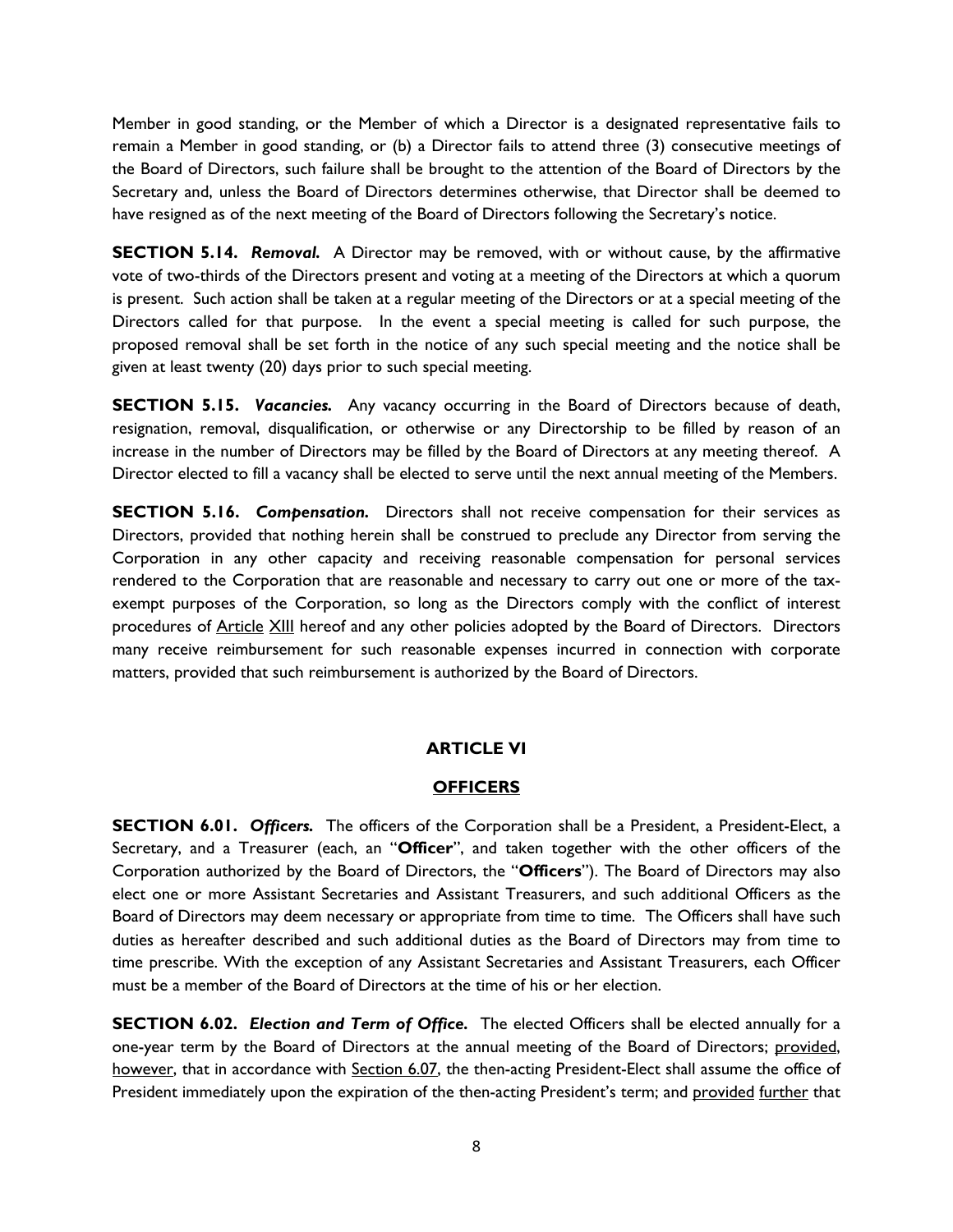Member in good standing, or the Member of which a Director is a designated representative fails to remain a Member in good standing, or (b) a Director fails to attend three (3) consecutive meetings of the Board of Directors, such failure shall be brought to the attention of the Board of Directors by the Secretary and, unless the Board of Directors determines otherwise, that Director shall be deemed to have resigned as of the next meeting of the Board of Directors following the Secretary's notice.

**SECTION 5.14.** ***Removal.*** A Director may be removed, with or without cause, by the affirmative vote of two-thirds of the Directors present and voting at a meeting of the Directors at which a quorum is present. Such action shall be taken at a regular meeting of the Directors or at a special meeting of the Directors called for that purpose. In the event a special meeting is called for such purpose, the proposed removal shall be set forth in the notice of any such special meeting and the notice shall be given at least twenty (20) days prior to such special meeting.

**SECTION 5.15.** ***Vacancies.*** Any vacancy occurring in the Board of Directors because of death, resignation, removal, disqualification, or otherwise or any Directorship to be filled by reason of an increase in the number of Directors may be filled by the Board of Directors at any meeting thereof. A Director elected to fill a vacancy shall be elected to serve until the next annual meeting of the Members.

**SECTION 5.16.** ***Compensation.*** Directors shall not receive compensation for their services as Directors, provided that nothing herein shall be construed to preclude any Director from serving the Corporation in any other capacity and receiving reasonable compensation for personal services rendered to the Corporation that are reasonable and necessary to carry out one or more of the tax-exempt purposes of the Corporation, so long as the Directors comply with the conflict of interest procedures of Article XIII hereof and any other policies adopted by the Board of Directors. Directors many receive reimbursement for such reasonable expenses incurred in connection with corporate matters, provided that such reimbursement is authorized by the Board of Directors.

## ARTICLE VI

## OFFICERS

**SECTION 6.01.** ***Officers.*** The officers of the Corporation shall be a President, a President-Elect, a Secretary, and a Treasurer (each, an "**Officer**", and taken together with the other officers of the Corporation authorized by the Board of Directors, the "**Officers**"). The Board of Directors may also elect one or more Assistant Secretaries and Assistant Treasurers, and such additional Officers as the Board of Directors may deem necessary or appropriate from time to time. The Officers shall have such duties as hereafter described and such additional duties as the Board of Directors may from time to time prescribe. With the exception of any Assistant Secretaries and Assistant Treasurers, each Officer must be a member of the Board of Directors at the time of his or her election.

**SECTION 6.02.** ***Election and Term of Office.*** The elected Officers shall be elected annually for a one-year term by the Board of Directors at the annual meeting of the Board of Directors; provided, however, that in accordance with Section 6.07, the then-acting President-Elect shall assume the office of President immediately upon the expiration of the then-acting President's term; and provided further that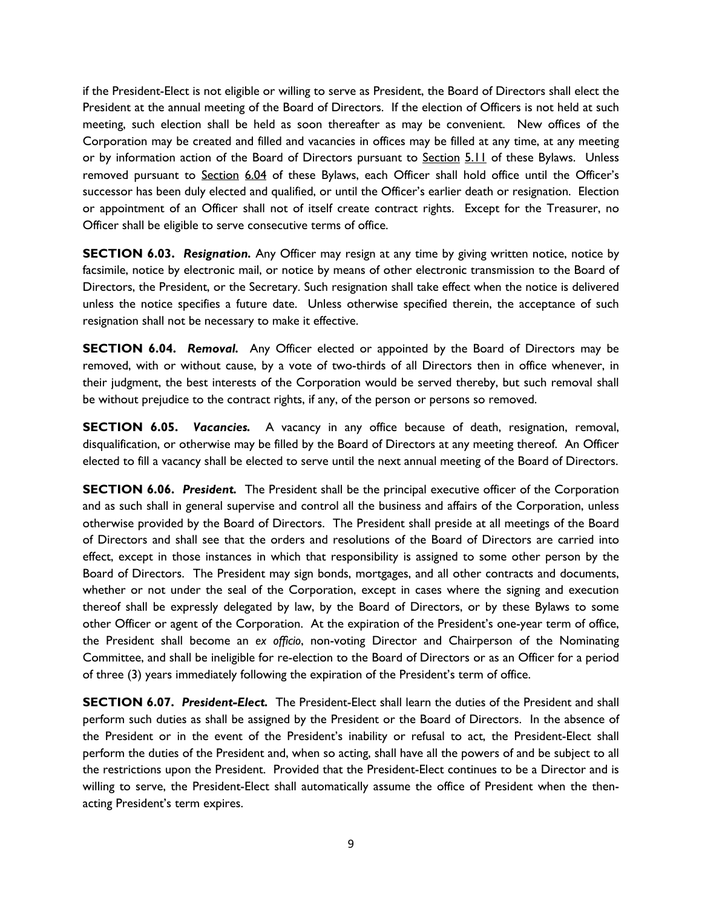if the President-Elect is not eligible or willing to serve as President, the Board of Directors shall elect the President at the annual meeting of the Board of Directors. If the election of Officers is not held at such meeting, such election shall be held as soon thereafter as may be convenient. New offices of the Corporation may be created and filled and vacancies in offices may be filled at any time, at any meeting or by information action of the Board of Directors pursuant to Section 5.11 of these Bylaws. Unless removed pursuant to Section 6.04 of these Bylaws, each Officer shall hold office until the Officer's successor has been duly elected and qualified, or until the Officer's earlier death or resignation. Election or appointment of an Officer shall not of itself create contract rights. Except for the Treasurer, no Officer shall be eligible to serve consecutive terms of office.

**SECTION 6.03.** ***Resignation.*** Any Officer may resign at any time by giving written notice, notice by facsimile, notice by electronic mail, or notice by means of other electronic transmission to the Board of Directors, the President, or the Secretary. Such resignation shall take effect when the notice is delivered unless the notice specifies a future date. Unless otherwise specified therein, the acceptance of such resignation shall not be necessary to make it effective.

**SECTION 6.04.** ***Removal.*** Any Officer elected or appointed by the Board of Directors may be removed, with or without cause, by a vote of two-thirds of all Directors then in office whenever, in their judgment, the best interests of the Corporation would be served thereby, but such removal shall be without prejudice to the contract rights, if any, of the person or persons so removed.

**SECTION 6.05.** ***Vacancies.*** A vacancy in any office because of death, resignation, removal, disqualification, or otherwise may be filled by the Board of Directors at any meeting thereof. An Officer elected to fill a vacancy shall be elected to serve until the next annual meeting of the Board of Directors.

**SECTION 6.06.** ***President.*** The President shall be the principal executive officer of the Corporation and as such shall in general supervise and control all the business and affairs of the Corporation, unless otherwise provided by the Board of Directors. The President shall preside at all meetings of the Board of Directors and shall see that the orders and resolutions of the Board of Directors are carried into effect, except in those instances in which that responsibility is assigned to some other person by the Board of Directors. The President may sign bonds, mortgages, and all other contracts and documents, whether or not under the seal of the Corporation, except in cases where the signing and execution thereof shall be expressly delegated by law, by the Board of Directors, or by these Bylaws to some other Officer or agent of the Corporation. At the expiration of the President's one-year term of office, the President shall become an *ex officio*, non-voting Director and Chairperson of the Nominating Committee, and shall be ineligible for re-election to the Board of Directors or as an Officer for a period of three (3) years immediately following the expiration of the President's term of office.

**SECTION 6.07.** ***President-Elect.*** The President-Elect shall learn the duties of the President and shall perform such duties as shall be assigned by the President or the Board of Directors. In the absence of the President or in the event of the President's inability or refusal to act, the President-Elect shall perform the duties of the President and, when so acting, shall have all the powers of and be subject to all the restrictions upon the President. Provided that the President-Elect continues to be a Director and is willing to serve, the President-Elect shall automatically assume the office of President when the then-acting President's term expires.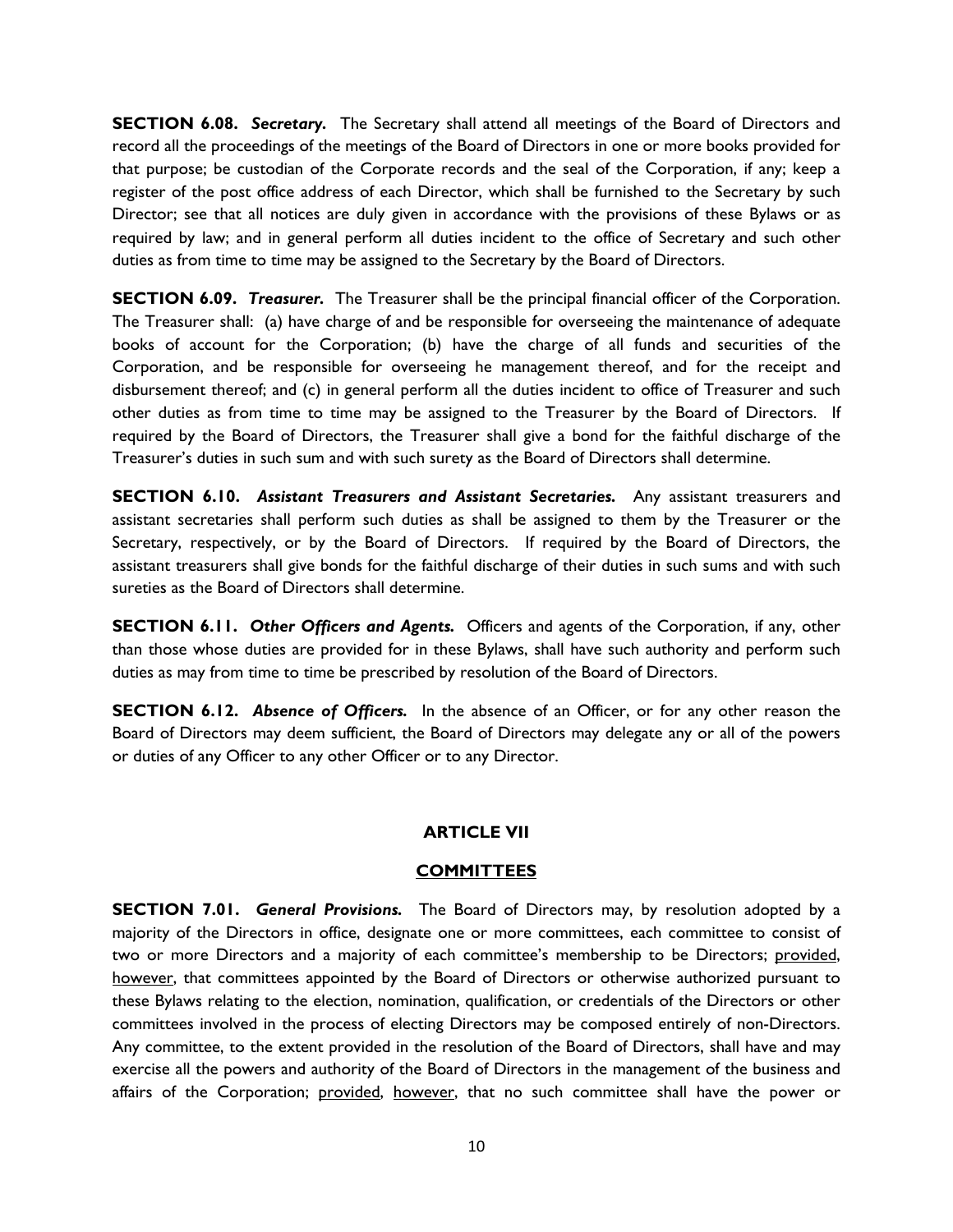**SECTION 6.08.** ***Secretary.*** The Secretary shall attend all meetings of the Board of Directors and record all the proceedings of the meetings of the Board of Directors in one or more books provided for that purpose; be custodian of the Corporate records and the seal of the Corporation, if any; keep a register of the post office address of each Director, which shall be furnished to the Secretary by such Director; see that all notices are duly given in accordance with the provisions of these Bylaws or as required by law; and in general perform all duties incident to the office of Secretary and such other duties as from time to time may be assigned to the Secretary by the Board of Directors.

**SECTION 6.09.** ***Treasurer.*** The Treasurer shall be the principal financial officer of the Corporation. The Treasurer shall: (a) have charge of and be responsible for overseeing the maintenance of adequate books of account for the Corporation; (b) have the charge of all funds and securities of the Corporation, and be responsible for overseeing he management thereof, and for the receipt and disbursement thereof; and (c) in general perform all the duties incident to office of Treasurer and such other duties as from time to time may be assigned to the Treasurer by the Board of Directors. If required by the Board of Directors, the Treasurer shall give a bond for the faithful discharge of the Treasurer's duties in such sum and with such surety as the Board of Directors shall determine.

**SECTION 6.10.** ***Assistant Treasurers and Assistant Secretaries.*** Any assistant treasurers and assistant secretaries shall perform such duties as shall be assigned to them by the Treasurer or the Secretary, respectively, or by the Board of Directors. If required by the Board of Directors, the assistant treasurers shall give bonds for the faithful discharge of their duties in such sums and with such sureties as the Board of Directors shall determine.

**SECTION 6.11.** ***Other Officers and Agents.*** Officers and agents of the Corporation, if any, other than those whose duties are provided for in these Bylaws, shall have such authority and perform such duties as may from time to time be prescribed by resolution of the Board of Directors.

**SECTION 6.12.** ***Absence of Officers.*** In the absence of an Officer, or for any other reason the Board of Directors may deem sufficient, the Board of Directors may delegate any or all of the powers or duties of any Officer to any other Officer or to any Director.

## ARTICLE VII

## COMMITTEES

**SECTION 7.01.** ***General Provisions.*** The Board of Directors may, by resolution adopted by a majority of the Directors in office, designate one or more committees, each committee to consist of two or more Directors and a majority of each committee's membership to be Directors; provided, however, that committees appointed by the Board of Directors or otherwise authorized pursuant to these Bylaws relating to the election, nomination, qualification, or credentials of the Directors or other committees involved in the process of electing Directors may be composed entirely of non-Directors. Any committee, to the extent provided in the resolution of the Board of Directors, shall have and may exercise all the powers and authority of the Board of Directors in the management of the business and affairs of the Corporation; provided, however, that no such committee shall have the power or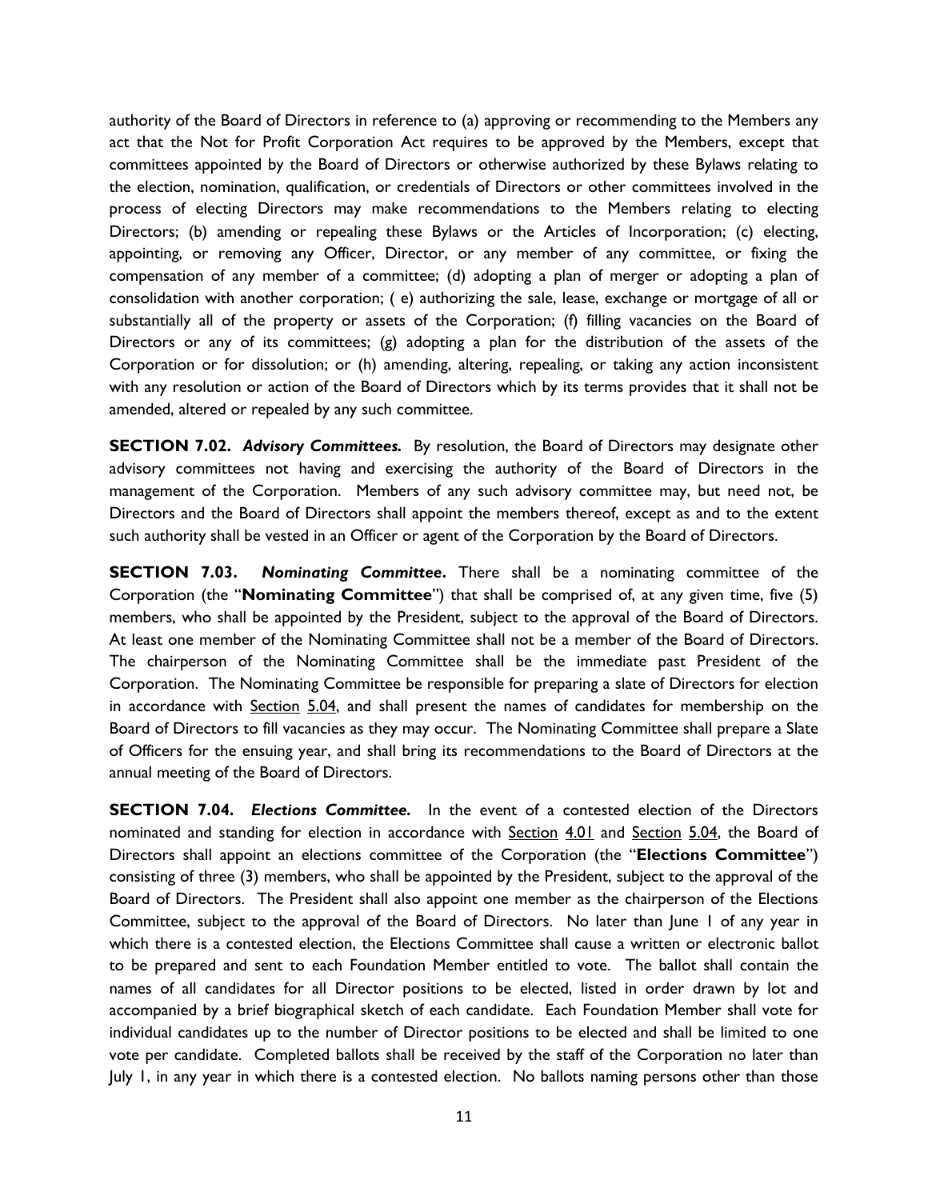authority of the Board of Directors in reference to (a) approving or recommending to the Members any act that the Not for Profit Corporation Act requires to be approved by the Members, except that committees appointed by the Board of Directors or otherwise authorized by these Bylaws relating to the election, nomination, qualification, or credentials of Directors or other committees involved in the process of electing Directors may make recommendations to the Members relating to electing Directors; (b) amending or repealing these Bylaws or the Articles of Incorporation; (c) electing, appointing, or removing any Officer, Director, or any member of any committee, or fixing the compensation of any member of a committee; (d) adopting a plan of merger or adopting a plan of consolidation with another corporation; ( e) authorizing the sale, lease, exchange or mortgage of all or substantially all of the property or assets of the Corporation; (f) filling vacancies on the Board of Directors or any of its committees; (g) adopting a plan for the distribution of the assets of the Corporation or for dissolution; or (h) amending, altering, repealing, or taking any action inconsistent with any resolution or action of the Board of Directors which by its terms provides that it shall not be amended, altered or repealed by any such committee.

**SECTION 7.02.** ***Advisory Committees.*** By resolution, the Board of Directors may designate other advisory committees not having and exercising the authority of the Board of Directors in the management of the Corporation. Members of any such advisory committee may, but need not, be Directors and the Board of Directors shall appoint the members thereof, except as and to the extent such authority shall be vested in an Officer or agent of the Corporation by the Board of Directors.

**SECTION 7.03.** ***Nominating Committee*.** There shall be a nominating committee of the Corporation (the "**Nominating Committee**") that shall be comprised of, at any given time, five (5) members, who shall be appointed by the President, subject to the approval of the Board of Directors. At least one member of the Nominating Committee shall not be a member of the Board of Directors. The chairperson of the Nominating Committee shall be the immediate past President of the Corporation. The Nominating Committee be responsible for preparing a slate of Directors for election in accordance with Section 5.04, and shall present the names of candidates for membership on the Board of Directors to fill vacancies as they may occur. The Nominating Committee shall prepare a Slate of Officers for the ensuing year, and shall bring its recommendations to the Board of Directors at the annual meeting of the Board of Directors.

**SECTION 7.04.** ***Elections Committee.*** In the event of a contested election of the Directors nominated and standing for election in accordance with Section 4.01 and Section 5.04, the Board of Directors shall appoint an elections committee of the Corporation (the "**Elections Committee**") consisting of three (3) members, who shall be appointed by the President, subject to the approval of the Board of Directors. The President shall also appoint one member as the chairperson of the Elections Committee, subject to the approval of the Board of Directors. No later than June 1 of any year in which there is a contested election, the Elections Committee shall cause a written or electronic ballot to be prepared and sent to each Foundation Member entitled to vote. The ballot shall contain the names of all candidates for all Director positions to be elected, listed in order drawn by lot and accompanied by a brief biographical sketch of each candidate. Each Foundation Member shall vote for individual candidates up to the number of Director positions to be elected and shall be limited to one vote per candidate. Completed ballots shall be received by the staff of the Corporation no later than July 1, in any year in which there is a contested election. No ballots naming persons other than those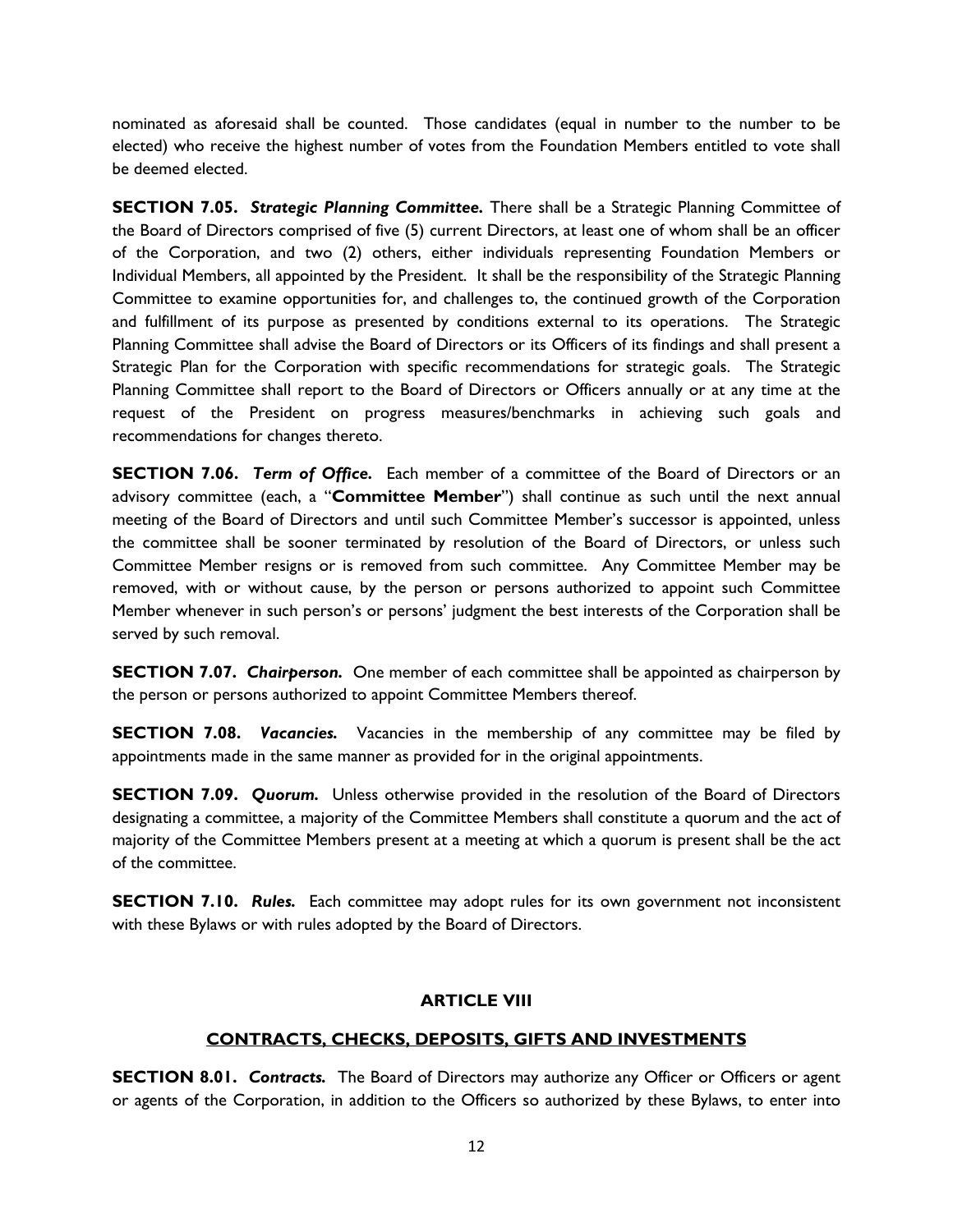nominated as aforesaid shall be counted. Those candidates (equal in number to the number to be elected) who receive the highest number of votes from the Foundation Members entitled to vote shall be deemed elected.

**SECTION 7.05.** ***Strategic Planning Committee.*** There shall be a Strategic Planning Committee of the Board of Directors comprised of five (5) current Directors, at least one of whom shall be an officer of the Corporation, and two (2) others, either individuals representing Foundation Members or Individual Members, all appointed by the President. It shall be the responsibility of the Strategic Planning Committee to examine opportunities for, and challenges to, the continued growth of the Corporation and fulfillment of its purpose as presented by conditions external to its operations. The Strategic Planning Committee shall advise the Board of Directors or its Officers of its findings and shall present a Strategic Plan for the Corporation with specific recommendations for strategic goals. The Strategic Planning Committee shall report to the Board of Directors or Officers annually or at any time at the request of the President on progress measures/benchmarks in achieving such goals and recommendations for changes thereto.

**SECTION 7.06.** ***Term of Office.*** Each member of a committee of the Board of Directors or an advisory committee (each, a "**Committee Member**") shall continue as such until the next annual meeting of the Board of Directors and until such Committee Member's successor is appointed, unless the committee shall be sooner terminated by resolution of the Board of Directors, or unless such Committee Member resigns or is removed from such committee. Any Committee Member may be removed, with or without cause, by the person or persons authorized to appoint such Committee Member whenever in such person's or persons' judgment the best interests of the Corporation shall be served by such removal.

**SECTION 7.07.** ***Chairperson.*** One member of each committee shall be appointed as chairperson by the person or persons authorized to appoint Committee Members thereof.

**SECTION 7.08.** ***Vacancies.*** Vacancies in the membership of any committee may be filed by appointments made in the same manner as provided for in the original appointments.

**SECTION 7.09.** ***Quorum.*** Unless otherwise provided in the resolution of the Board of Directors designating a committee, a majority of the Committee Members shall constitute a quorum and the act of majority of the Committee Members present at a meeting at which a quorum is present shall be the act of the committee.

**SECTION 7.10.** ***Rules.*** Each committee may adopt rules for its own government not inconsistent with these Bylaws or with rules adopted by the Board of Directors.

## ARTICLE VIII

## CONTRACTS, CHECKS, DEPOSITS, GIFTS AND INVESTMENTS

**SECTION 8.01.** ***Contracts.*** The Board of Directors may authorize any Officer or Officers or agent or agents of the Corporation, in addition to the Officers so authorized by these Bylaws, to enter into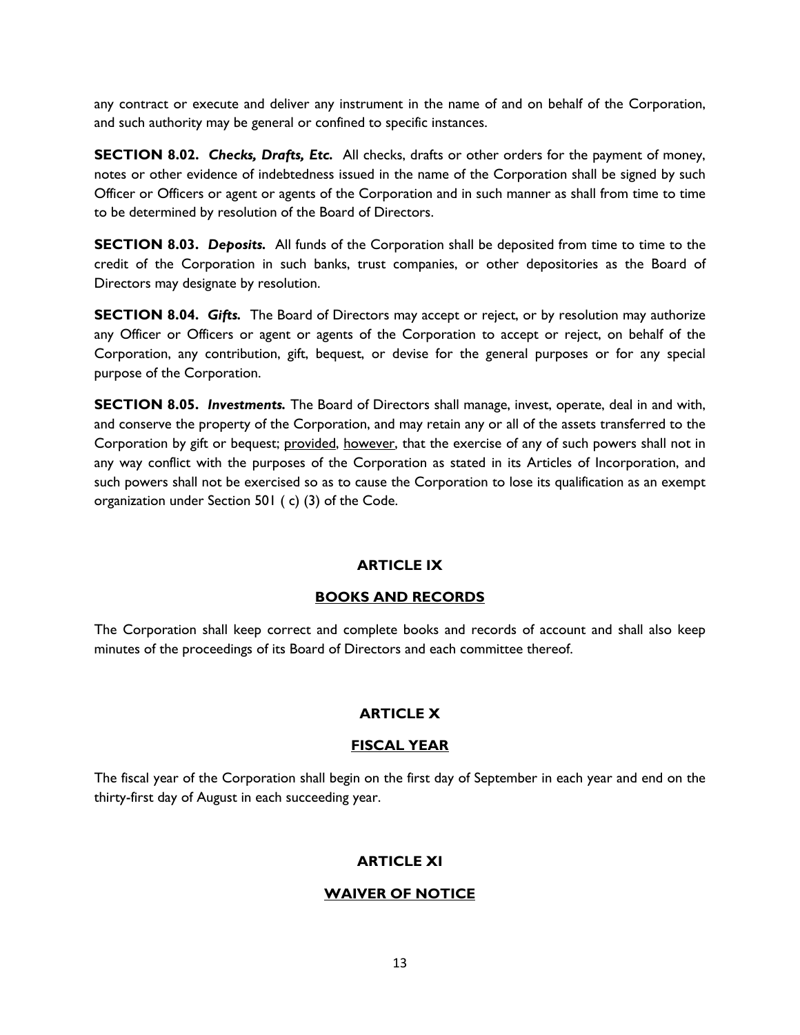any contract or execute and deliver any instrument in the name of and on behalf of the Corporation, and such authority may be general or confined to specific instances.

**SECTION 8.02.** ***Checks, Drafts, Etc.*** All checks, drafts or other orders for the payment of money, notes or other evidence of indebtedness issued in the name of the Corporation shall be signed by such Officer or Officers or agent or agents of the Corporation and in such manner as shall from time to time to be determined by resolution of the Board of Directors.

**SECTION 8.03.** ***Deposits.*** All funds of the Corporation shall be deposited from time to time to the credit of the Corporation in such banks, trust companies, or other depositories as the Board of Directors may designate by resolution.

**SECTION 8.04.** ***Gifts.*** The Board of Directors may accept or reject, or by resolution may authorize any Officer or Officers or agent or agents of the Corporation to accept or reject, on behalf of the Corporation, any contribution, gift, bequest, or devise for the general purposes or for any special purpose of the Corporation.

**SECTION 8.05.** ***Investments.*** The Board of Directors shall manage, invest, operate, deal in and with, and conserve the property of the Corporation, and may retain any or all of the assets transferred to the Corporation by gift or bequest; provided, however, that the exercise of any of such powers shall not in any way conflict with the purposes of the Corporation as stated in its Articles of Incorporation, and such powers shall not be exercised so as to cause the Corporation to lose its qualification as an exempt organization under Section 501 ( c) (3) of the Code.

## ARTICLE IX

## BOOKS AND RECORDS

The Corporation shall keep correct and complete books and records of account and shall also keep minutes of the proceedings of its Board of Directors and each committee thereof.

## ARTICLE X

## FISCAL YEAR

The fiscal year of the Corporation shall begin on the first day of September in each year and end on the thirty-first day of August in each succeeding year.

## ARTICLE XI

## WAIVER OF NOTICE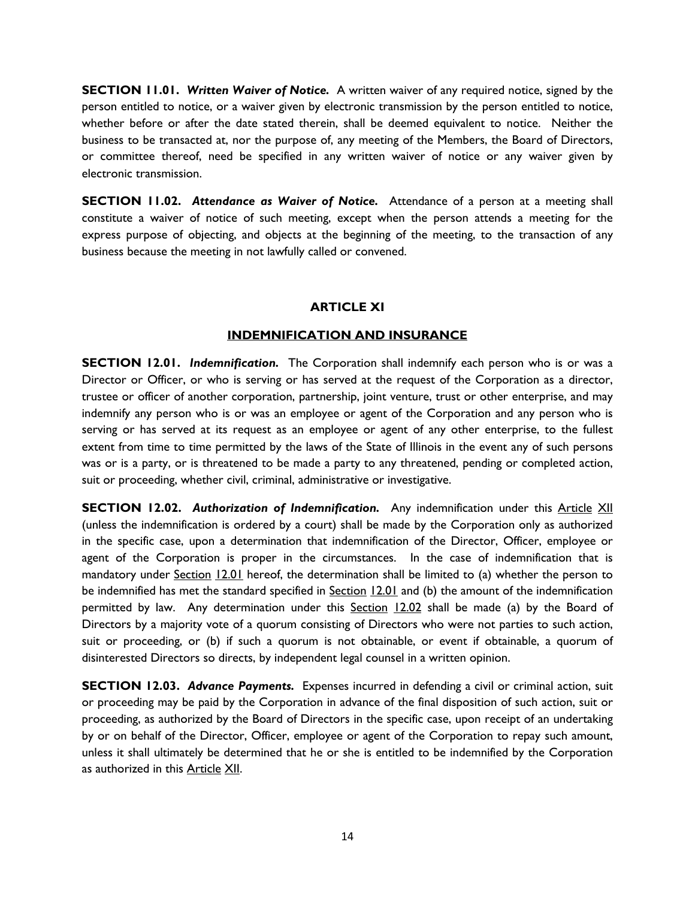**SECTION 11.01.** ***Written Waiver of Notice.*** A written waiver of any required notice, signed by the person entitled to notice, or a waiver given by electronic transmission by the person entitled to notice, whether before or after the date stated therein, shall be deemed equivalent to notice. Neither the business to be transacted at, nor the purpose of, any meeting of the Members, the Board of Directors, or committee thereof, need be specified in any written waiver of notice or any waiver given by electronic transmission.

**SECTION 11.02.** ***Attendance as Waiver of Notice.*** Attendance of a person at a meeting shall constitute a waiver of notice of such meeting, except when the person attends a meeting for the express purpose of objecting, and objects at the beginning of the meeting, to the transaction of any business because the meeting in not lawfully called or convened.

## ARTICLE XI

## INDEMNIFICATION AND INSURANCE

**SECTION 12.01.** ***Indemnification.*** The Corporation shall indemnify each person who is or was a Director or Officer, or who is serving or has served at the request of the Corporation as a director, trustee or officer of another corporation, partnership, joint venture, trust or other enterprise, and may indemnify any person who is or was an employee or agent of the Corporation and any person who is serving or has served at its request as an employee or agent of any other enterprise, to the fullest extent from time to time permitted by the laws of the State of Illinois in the event any of such persons was or is a party, or is threatened to be made a party to any threatened, pending or completed action, suit or proceeding, whether civil, criminal, administrative or investigative.

**SECTION 12.02.** ***Authorization of Indemnification.*** Any indemnification under this Article XII (unless the indemnification is ordered by a court) shall be made by the Corporation only as authorized in the specific case, upon a determination that indemnification of the Director, Officer, employee or agent of the Corporation is proper in the circumstances. In the case of indemnification that is mandatory under Section 12.01 hereof, the determination shall be limited to (a) whether the person to be indemnified has met the standard specified in Section 12.01 and (b) the amount of the indemnification permitted by law. Any determination under this Section 12.02 shall be made (a) by the Board of Directors by a majority vote of a quorum consisting of Directors who were not parties to such action, suit or proceeding, or (b) if such a quorum is not obtainable, or event if obtainable, a quorum of disinterested Directors so directs, by independent legal counsel in a written opinion.

**SECTION 12.03.** ***Advance Payments.*** Expenses incurred in defending a civil or criminal action, suit or proceeding may be paid by the Corporation in advance of the final disposition of such action, suit or proceeding, as authorized by the Board of Directors in the specific case, upon receipt of an undertaking by or on behalf of the Director, Officer, employee or agent of the Corporation to repay such amount, unless it shall ultimately be determined that he or she is entitled to be indemnified by the Corporation as authorized in this Article XII.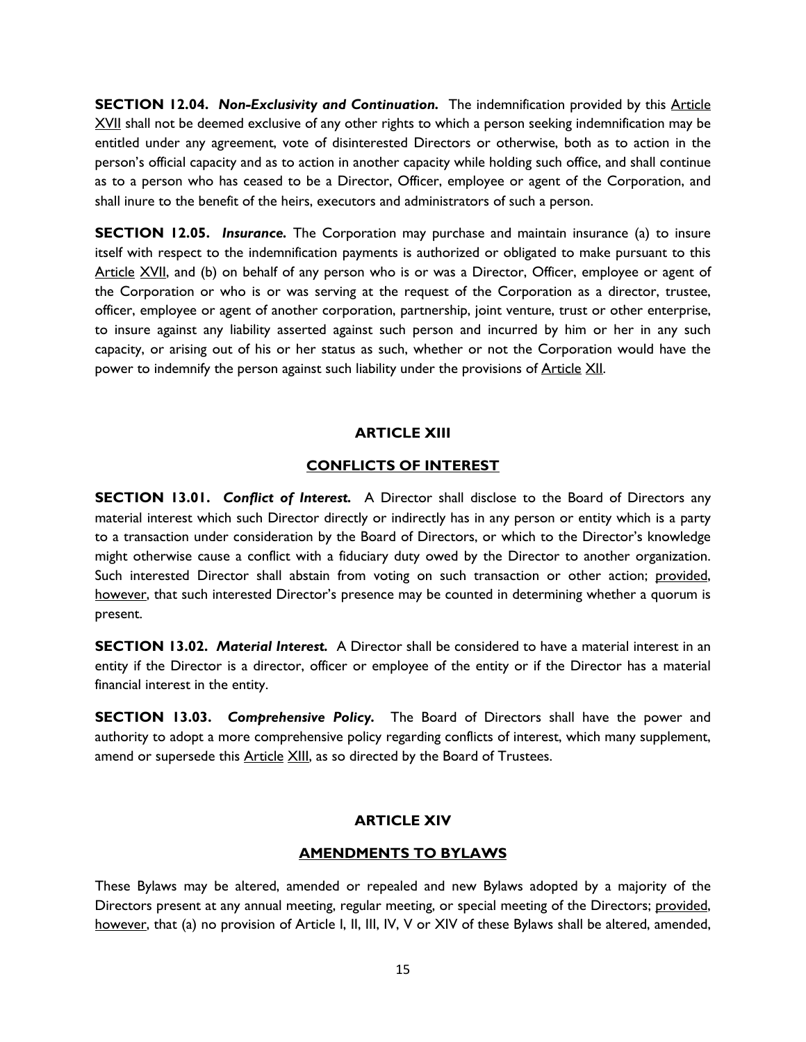**SECTION 12.04.** ***Non-Exclusivity and Continuation.*** The indemnification provided by this Article XVII shall not be deemed exclusive of any other rights to which a person seeking indemnification may be entitled under any agreement, vote of disinterested Directors or otherwise, both as to action in the person's official capacity and as to action in another capacity while holding such office, and shall continue as to a person who has ceased to be a Director, Officer, employee or agent of the Corporation, and shall inure to the benefit of the heirs, executors and administrators of such a person.

**SECTION 12.05.** ***Insurance.*** The Corporation may purchase and maintain insurance (a) to insure itself with respect to the indemnification payments is authorized or obligated to make pursuant to this Article XVII, and (b) on behalf of any person who is or was a Director, Officer, employee or agent of the Corporation or who is or was serving at the request of the Corporation as a director, trustee, officer, employee or agent of another corporation, partnership, joint venture, trust or other enterprise, to insure against any liability asserted against such person and incurred by him or her in any such capacity, or arising out of his or her status as such, whether or not the Corporation would have the power to indemnify the person against such liability under the provisions of Article XII.

## ARTICLE XIII

## CONFLICTS OF INTEREST

**SECTION 13.01.** ***Conflict of Interest.*** A Director shall disclose to the Board of Directors any material interest which such Director directly or indirectly has in any person or entity which is a party to a transaction under consideration by the Board of Directors, or which to the Director's knowledge might otherwise cause a conflict with a fiduciary duty owed by the Director to another organization. Such interested Director shall abstain from voting on such transaction or other action; provided, however, that such interested Director's presence may be counted in determining whether a quorum is present.

**SECTION 13.02.** ***Material Interest.*** A Director shall be considered to have a material interest in an entity if the Director is a director, officer or employee of the entity or if the Director has a material financial interest in the entity.

**SECTION 13.03.** ***Comprehensive Policy.*** The Board of Directors shall have the power and authority to adopt a more comprehensive policy regarding conflicts of interest, which many supplement, amend or supersede this Article XIII, as so directed by the Board of Trustees.

## ARTICLE XIV

## AMENDMENTS TO BYLAWS

These Bylaws may be altered, amended or repealed and new Bylaws adopted by a majority of the Directors present at any annual meeting, regular meeting, or special meeting of the Directors; provided, however, that (a) no provision of Article I, II, III, IV, V or XIV of these Bylaws shall be altered, amended,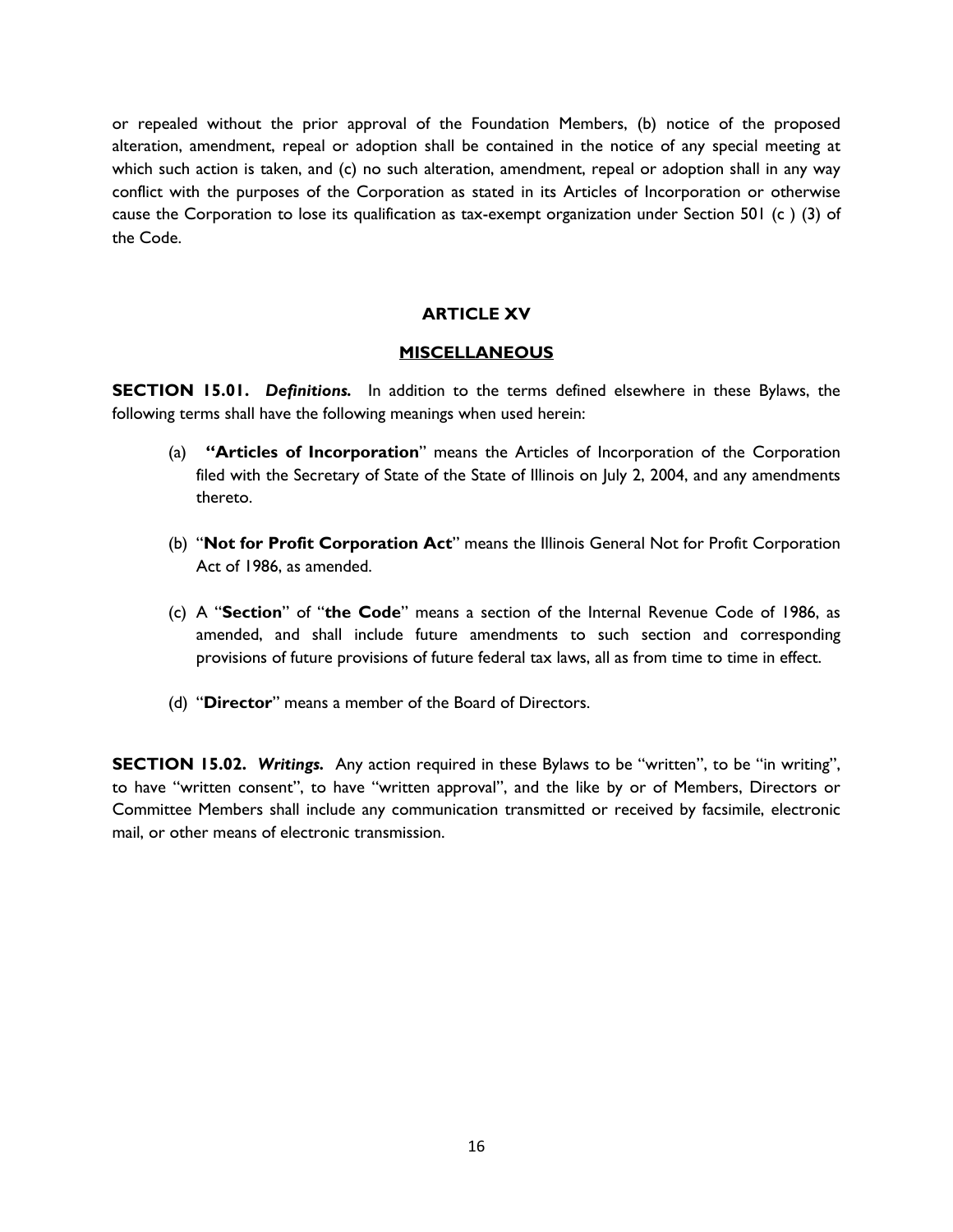or repealed without the prior approval of the Foundation Members, (b) notice of the proposed alteration, amendment, repeal or adoption shall be contained in the notice of any special meeting at which such action is taken, and (c) no such alteration, amendment, repeal or adoption shall in any way conflict with the purposes of the Corporation as stated in its Articles of Incorporation or otherwise cause the Corporation to lose its qualification as tax-exempt organization under Section 501 (c ) (3) of the Code.

## ARTICLE XV

## MISCELLANEOUS

**SECTION 15.01.** ***Definitions.*** In addition to the terms defined elsewhere in these Bylaws, the following terms shall have the following meanings when used herein:

(a) **"Articles of Incorporation**" means the Articles of Incorporation of the Corporation filed with the Secretary of State of the State of Illinois on July 2, 2004, and any amendments thereto.

(b) "**Not for Profit Corporation Act**" means the Illinois General Not for Profit Corporation Act of 1986, as amended.

(c) A "**Section**" of "**the Code**" means a section of the Internal Revenue Code of 1986, as amended, and shall include future amendments to such section and corresponding provisions of future provisions of future federal tax laws, all as from time to time in effect.

(d) "**Director**" means a member of the Board of Directors.

**SECTION 15.02.** ***Writings.*** Any action required in these Bylaws to be "written", to be "in writing", to have "written consent", to have "written approval", and the like by or of Members, Directors or Committee Members shall include any communication transmitted or received by facsimile, electronic mail, or other means of electronic transmission.